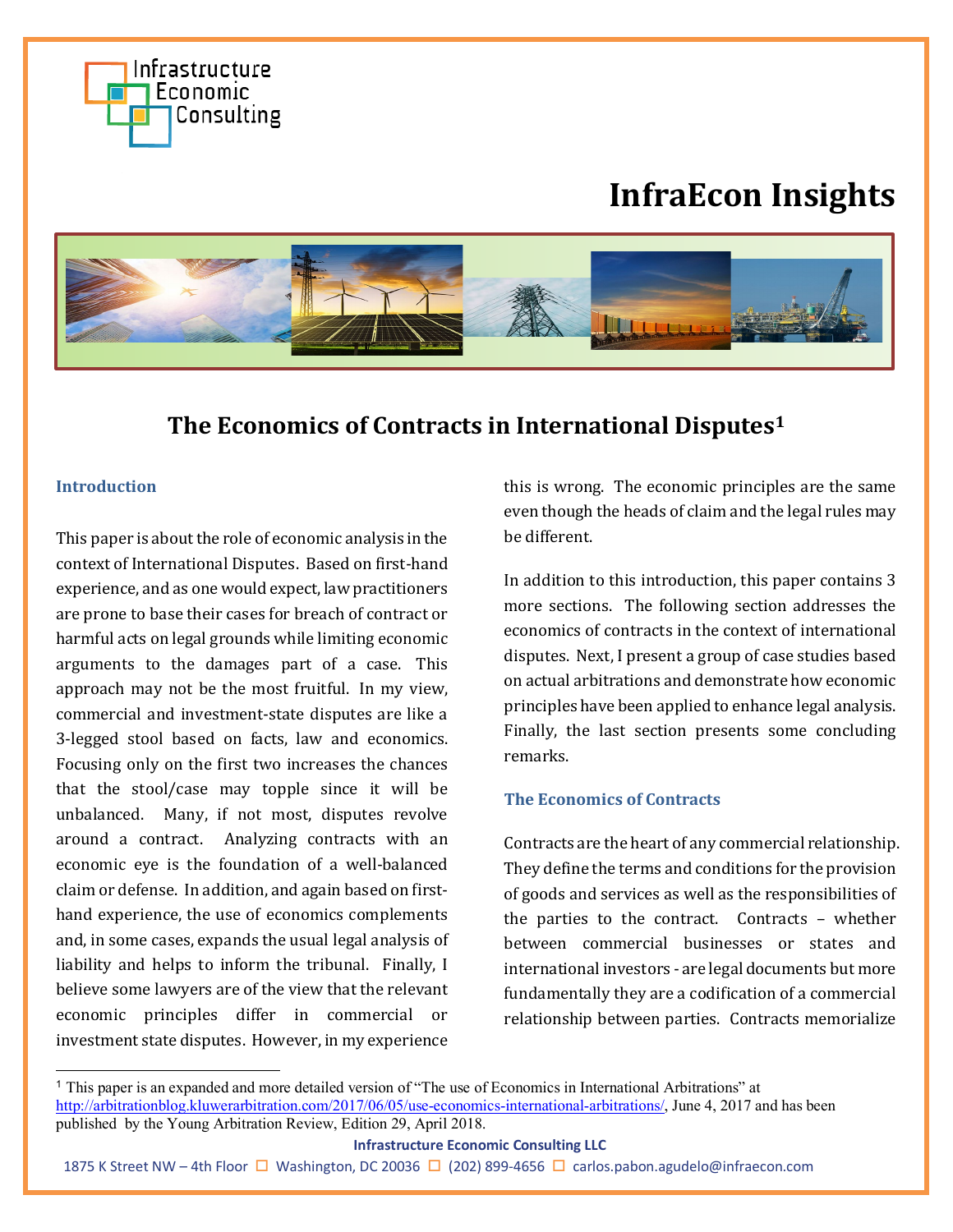# InfraEcon Insights

## The Economics of Contracts in International Disputes[1]

### Introduction

This paper is about the role of economic analysis in the context of International Disputes. Based on first-hand experience, and as one would expect, law practitioners are prone to base their cases for breach of contract or harmful acts on legal grounds while limiting economic arguments to the damages part of a case. This approach may not be the most fruitful. In my view, commercial and investment-state disputes are like a 3-legged stool based on facts, law and economics. Focusing only on the first two increases the chances that the stool/case may topple since it will be unbalanced. Many, if not most, disputes revolve around a contract. Analyzing contracts with an economic eye is the foundation of a well-balanced claim or defense. In addition, and again based on first-hand experience, the use of economics complements and, in some cases, expands the usual legal analysis of liability and helps to inform the tribunal. Finally, I believe some lawyers are of the view that the relevant economic principles differ in commercial or investment state disputes. However, in my experience this is wrong. The economic principles are the same even though the heads of claim and the legal rules may be different.

In addition to this introduction, this paper contains 3 more sections. The following section addresses the economics of contracts in the context of international disputes. Next, I present a group of case studies based on actual arbitrations and demonstrate how economic principles have been applied to enhance legal analysis. Finally, the last section presents some concluding remarks.

### The Economics of Contracts

Contracts are the heart of any commercial relationship. They define the terms and conditions for the provision of goods and services as well as the responsibilities of the parties to the contract. Contracts – whether between commercial businesses or states and international investors - are legal documents but more fundamentally they are a codification of a commercial relationship between parties. Contracts memorialize

---

[1] This paper is an expanded and more detailed version of "The use of Economics in International Arbitrations" at http://arbitrationblog.kluwerarbitration.com/2017/06/05/use-economics-international-arbitrations/, June 4, 2017 and has been published by the Young Arbitration Review, Edition 29, April 2018.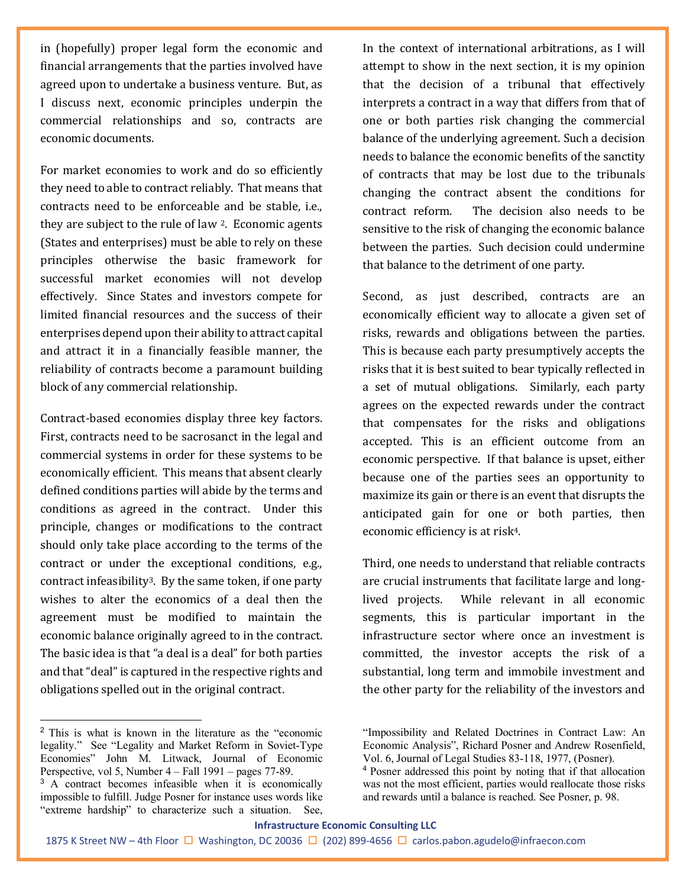in (hopefully) proper legal form the economic and financial arrangements that the parties involved have agreed upon to undertake a business venture. But, as I discuss next, economic principles underpin the commercial relationships and so, contracts are economic documents.

For market economies to work and do so efficiently they need to able to contract reliably. That means that contracts need to be enforceable and be stable, i.e., they are subject to the rule of law [2]. Economic agents (States and enterprises) must be able to rely on these principles otherwise the basic framework for successful market economies will not develop effectively. Since States and investors compete for limited financial resources and the success of their enterprises depend upon their ability to attract capital and attract it in a financially feasible manner, the reliability of contracts become a paramount building block of any commercial relationship.

Contract-based economies display three key factors. First, contracts need to be sacrosanct in the legal and commercial systems in order for these systems to be economically efficient. This means that absent clearly defined conditions parties will abide by the terms and conditions as agreed in the contract. Under this principle, changes or modifications to the contract should only take place according to the terms of the contract or under the exceptional conditions, e.g., contract infeasibility[3]. By the same token, if one party wishes to alter the economics of a deal then the agreement must be modified to maintain the economic balance originally agreed to in the contract. The basic idea is that "a deal is a deal" for both parties and that "deal" is captured in the respective rights and obligations spelled out in the original contract.

In the context of international arbitrations, as I will attempt to show in the next section, it is my opinion that the decision of a tribunal that effectively interprets a contract in a way that differs from that of one or both parties risk changing the commercial balance of the underlying agreement. Such a decision needs to balance the economic benefits of the sanctity of contracts that may be lost due to the tribunals changing the contract absent the conditions for contract reform. The decision also needs to be sensitive to the risk of changing the economic balance between the parties. Such decision could undermine that balance to the detriment of one party.

Second, as just described, contracts are an economically efficient way to allocate a given set of risks, rewards and obligations between the parties. This is because each party presumptively accepts the risks that it is best suited to bear typically reflected in a set of mutual obligations. Similarly, each party agrees on the expected rewards under the contract that compensates for the risks and obligations accepted. This is an efficient outcome from an economic perspective. If that balance is upset, either because one of the parties sees an opportunity to maximize its gain or there is an event that disrupts the anticipated gain for one or both parties, then economic efficiency is at risk[4].

Third, one needs to understand that reliable contracts are crucial instruments that facilitate large and long-lived projects. While relevant in all economic segments, this is particular important in the infrastructure sector where once an investment is committed, the investor accepts the risk of a substantial, long term and immobile investment and the other party for the reliability of the investors and

---

[2] This is what is known in the literature as the "economic legality." See "Legality and Market Reform in Soviet-Type Economies" John M. Litwack, Journal of Economic Perspective, vol 5, Number 4 – Fall 1991 – pages 77-89.

[3] A contract becomes infeasible when it is economically impossible to fulfill. Judge Posner for instance uses words like "extreme hardship" to characterize such a situation. See, "Impossibility and Related Doctrines in Contract Law: An Economic Analysis", Richard Posner and Andrew Rosenfield, Vol. 6, Journal of Legal Studies 83-118, 1977, (Posner).

[4] Posner addressed this point by noting that if that allocation was not the most efficient, parties would reallocate those risks and rewards until a balance is reached. See Posner, p. 98.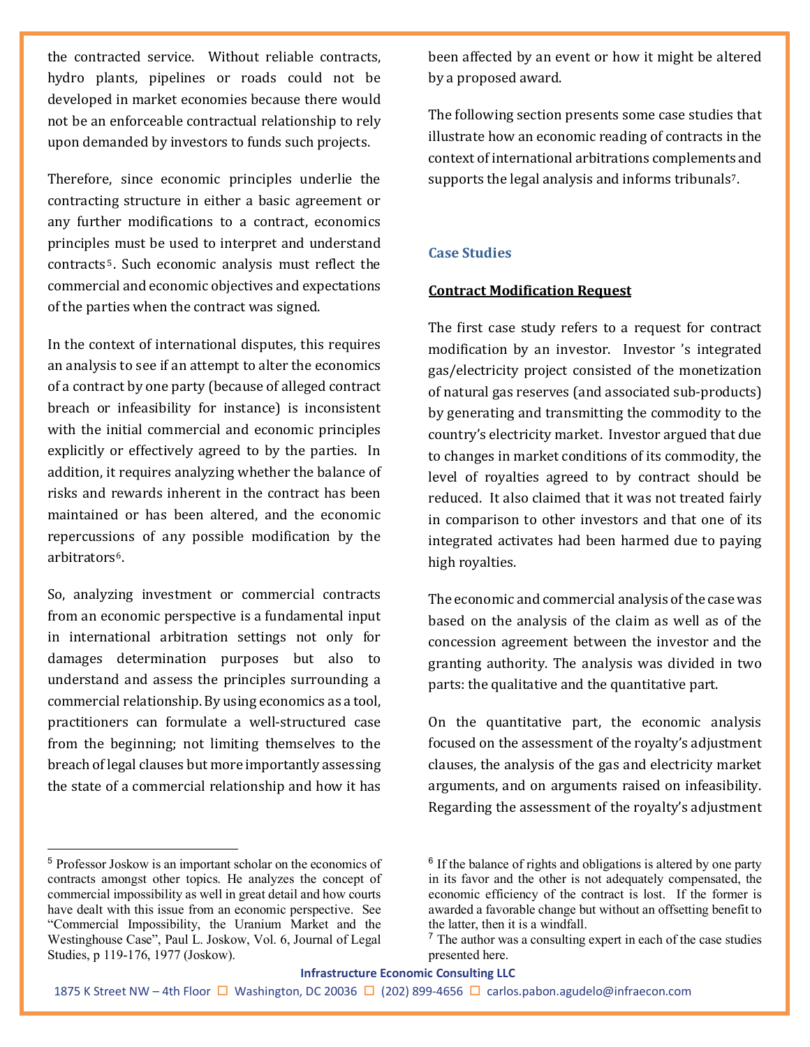the contracted service. Without reliable contracts, hydro plants, pipelines or roads could not be developed in market economies because there would not be an enforceable contractual relationship to rely upon demanded by investors to funds such projects.

Therefore, since economic principles underlie the contracting structure in either a basic agreement or any further modifications to a contract, economics principles must be used to interpret and understand contracts[5]. Such economic analysis must reflect the commercial and economic objectives and expectations of the parties when the contract was signed.

In the context of international disputes, this requires an analysis to see if an attempt to alter the economics of a contract by one party (because of alleged contract breach or infeasibility for instance) is inconsistent with the initial commercial and economic principles explicitly or effectively agreed to by the parties. In addition, it requires analyzing whether the balance of risks and rewards inherent in the contract has been maintained or has been altered, and the economic repercussions of any possible modification by the arbitrators[6].

So, analyzing investment or commercial contracts from an economic perspective is a fundamental input in international arbitration settings not only for damages determination purposes but also to understand and assess the principles surrounding a commercial relationship. By using economics as a tool, practitioners can formulate a well-structured case from the beginning; not limiting themselves to the breach of legal clauses but more importantly assessing the state of a commercial relationship and how it has been affected by an event or how it might be altered by a proposed award.

The following section presents some case studies that illustrate how an economic reading of contracts in the context of international arbitrations complements and supports the legal analysis and informs tribunals[7].

## Case Studies

### Contract Modification Request

The first case study refers to a request for contract modification by an investor. Investor 's integrated gas/electricity project consisted of the monetization of natural gas reserves (and associated sub-products) by generating and transmitting the commodity to the country's electricity market. Investor argued that due to changes in market conditions of its commodity, the level of royalties agreed to by contract should be reduced. It also claimed that it was not treated fairly in comparison to other investors and that one of its integrated activates had been harmed due to paying high royalties.

The economic and commercial analysis of the case was based on the analysis of the claim as well as of the concession agreement between the investor and the granting authority. The analysis was divided in two parts: the qualitative and the quantitative part.

On the quantitative part, the economic analysis focused on the assessment of the royalty's adjustment clauses, the analysis of the gas and electricity market arguments, and on arguments raised on infeasibility. Regarding the assessment of the royalty's adjustment

[5] Professor Joskow is an important scholar on the economics of contracts amongst other topics. He analyzes the concept of commercial impossibility as well in great detail and how courts have dealt with this issue from an economic perspective. See "Commercial Impossibility, the Uranium Market and the Westinghouse Case", Paul L. Joskow, Vol. 6, Journal of Legal Studies, p 119-176, 1977 (Joskow).

[6] If the balance of rights and obligations is altered by one party in its favor and the other is not adequately compensated, the economic efficiency of the contract is lost. If the former is awarded a favorable change but without an offsetting benefit to the latter, then it is a windfall.

[7] The author was a consulting expert in each of the case studies presented here.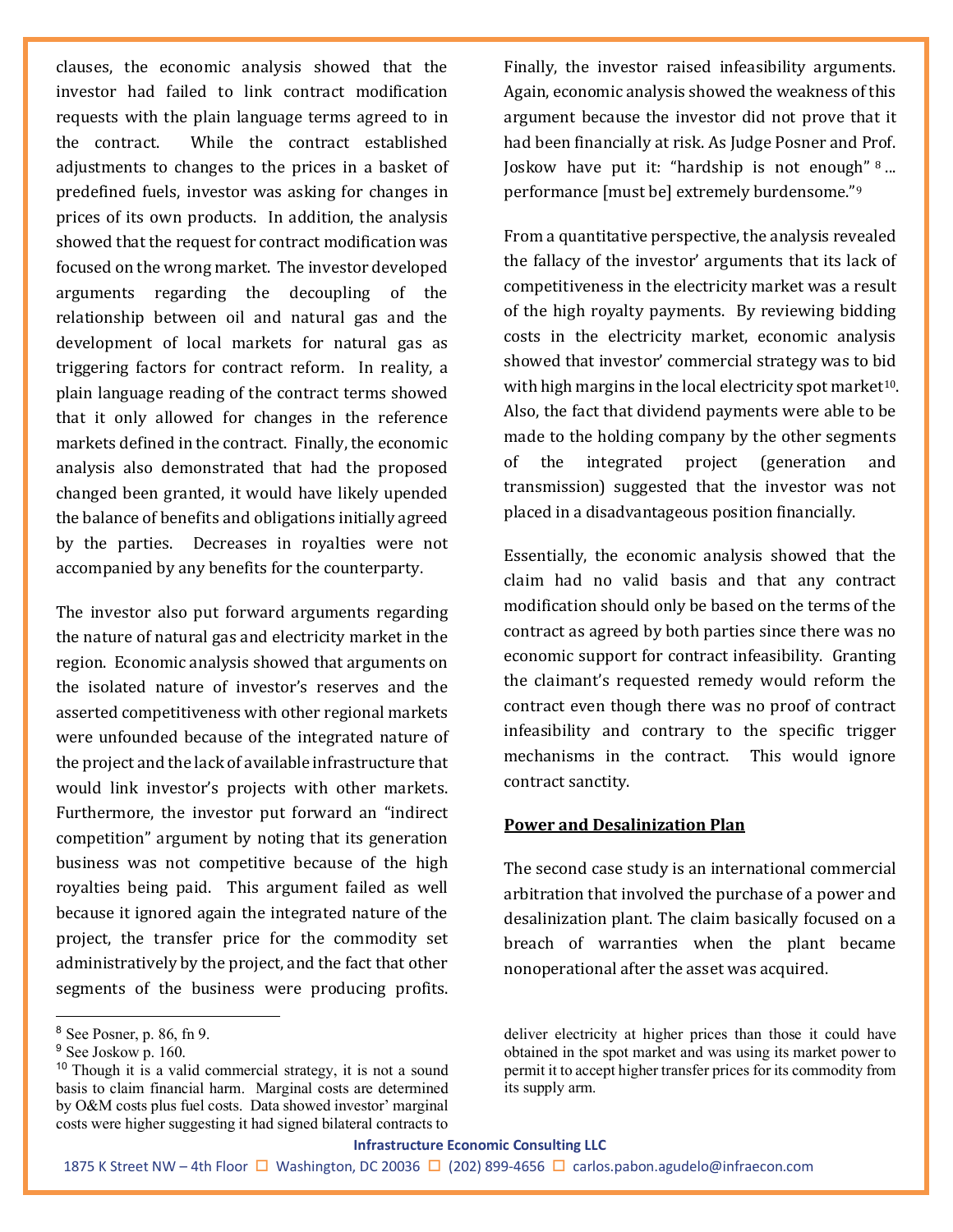clauses, the economic analysis showed that the investor had failed to link contract modification requests with the plain language terms agreed to in the contract. While the contract established adjustments to changes to the prices in a basket of predefined fuels, investor was asking for changes in prices of its own products. In addition, the analysis showed that the request for contract modification was focused on the wrong market. The investor developed arguments regarding the decoupling of the relationship between oil and natural gas and the development of local markets for natural gas as triggering factors for contract reform. In reality, a plain language reading of the contract terms showed that it only allowed for changes in the reference markets defined in the contract. Finally, the economic analysis also demonstrated that had the proposed changed been granted, it would have likely upended the balance of benefits and obligations initially agreed by the parties. Decreases in royalties were not accompanied by any benefits for the counterparty.

The investor also put forward arguments regarding the nature of natural gas and electricity market in the region. Economic analysis showed that arguments on the isolated nature of investor's reserves and the asserted competitiveness with other regional markets were unfounded because of the integrated nature of the project and the lack of available infrastructure that would link investor's projects with other markets. Furthermore, the investor put forward an "indirect competition" argument by noting that its generation business was not competitive because of the high royalties being paid. This argument failed as well because it ignored again the integrated nature of the project, the transfer price for the commodity set administratively by the project, and the fact that other segments of the business were producing profits. Finally, the investor raised infeasibility arguments. Again, economic analysis showed the weakness of this argument because the investor did not prove that it had been financially at risk. As Judge Posner and Prof. Joskow have put it: "hardship is not enough" [8] ... performance [must be] extremely burdensome."[9]

From a quantitative perspective, the analysis revealed the fallacy of the investor' arguments that its lack of competitiveness in the electricity market was a result of the high royalty payments. By reviewing bidding costs in the electricity market, economic analysis showed that investor' commercial strategy was to bid with high margins in the local electricity spot market[10]. Also, the fact that dividend payments were able to be made to the holding company by the other segments of the integrated project (generation and transmission) suggested that the investor was not placed in a disadvantageous position financially.

Essentially, the economic analysis showed that the claim had no valid basis and that any contract modification should only be based on the terms of the contract as agreed by both parties since there was no economic support for contract infeasibility. Granting the claimant's requested remedy would reform the contract even though there was no proof of contract infeasibility and contrary to the specific trigger mechanisms in the contract. This would ignore contract sanctity.

## Power and Desalinization Plan

The second case study is an international commercial arbitration that involved the purchase of a power and desalinization plant. The claim basically focused on a breach of warranties when the plant became nonoperational after the asset was acquired.

---

[8] See Posner, p. 86, fn 9.

[9] See Joskow p. 160.

[10] Though it is a valid commercial strategy, it is not a sound basis to claim financial harm. Marginal costs are determined by O&M costs plus fuel costs. Data showed investor' marginal costs were higher suggesting it had signed bilateral contracts to deliver electricity at higher prices than those it could have obtained in the spot market and was using its market power to permit it to accept higher transfer prices for its commodity from its supply arm.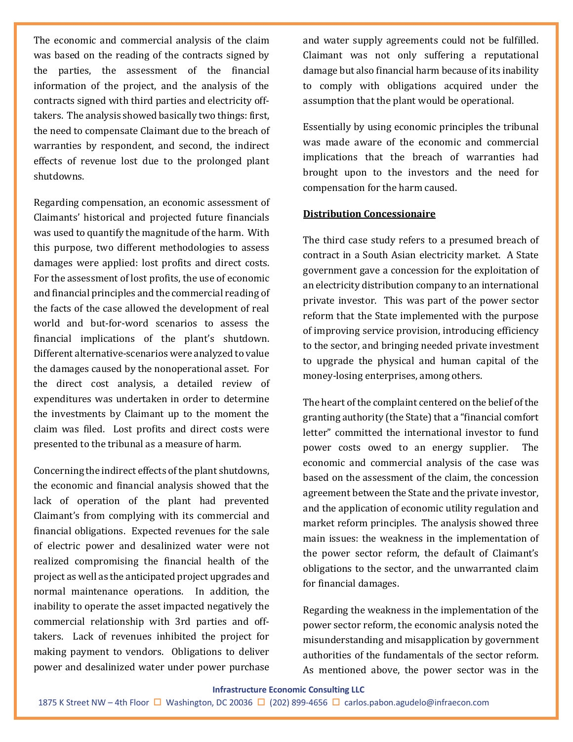The economic and commercial analysis of the claim was based on the reading of the contracts signed by the parties, the assessment of the financial information of the project, and the analysis of the contracts signed with third parties and electricity off-takers. The analysis showed basically two things: first, the need to compensate Claimant due to the breach of warranties by respondent, and second, the indirect effects of revenue lost due to the prolonged plant shutdowns.

Regarding compensation, an economic assessment of Claimants' historical and projected future financials was used to quantify the magnitude of the harm. With this purpose, two different methodologies to assess damages were applied: lost profits and direct costs. For the assessment of lost profits, the use of economic and financial principles and the commercial reading of the facts of the case allowed the development of real world and but-for-word scenarios to assess the financial implications of the plant's shutdown. Different alternative-scenarios were analyzed to value the damages caused by the nonoperational asset. For the direct cost analysis, a detailed review of expenditures was undertaken in order to determine the investments by Claimant up to the moment the claim was filed. Lost profits and direct costs were presented to the tribunal as a measure of harm.

Concerning the indirect effects of the plant shutdowns, the economic and financial analysis showed that the lack of operation of the plant had prevented Claimant's from complying with its commercial and financial obligations. Expected revenues for the sale of electric power and desalinized water were not realized compromising the financial health of the project as well as the anticipated project upgrades and normal maintenance operations. In addition, the inability to operate the asset impacted negatively the commercial relationship with 3rd parties and off-takers. Lack of revenues inhibited the project for making payment to vendors. Obligations to deliver power and desalinized water under power purchase and water supply agreements could not be fulfilled. Claimant was not only suffering a reputational damage but also financial harm because of its inability to comply with obligations acquired under the assumption that the plant would be operational.

Essentially by using economic principles the tribunal was made aware of the economic and commercial implications that the breach of warranties had brought upon to the investors and the need for compensation for the harm caused.

**Distribution Concessionaire**

The third case study refers to a presumed breach of contract in a South Asian electricity market. A State government gave a concession for the exploitation of an electricity distribution company to an international private investor. This was part of the power sector reform that the State implemented with the purpose of improving service provision, introducing efficiency to the sector, and bringing needed private investment to upgrade the physical and human capital of the money-losing enterprises, among others.

The heart of the complaint centered on the belief of the granting authority (the State) that a "financial comfort letter" committed the international investor to fund power costs owed to an energy supplier. The economic and commercial analysis of the case was based on the assessment of the claim, the concession agreement between the State and the private investor, and the application of economic utility regulation and market reform principles. The analysis showed three main issues: the weakness in the implementation of the power sector reform, the default of Claimant's obligations to the sector, and the unwarranted claim for financial damages.

Regarding the weakness in the implementation of the power sector reform, the economic analysis noted the misunderstanding and misapplication by government authorities of the fundamentals of the sector reform. As mentioned above, the power sector was in the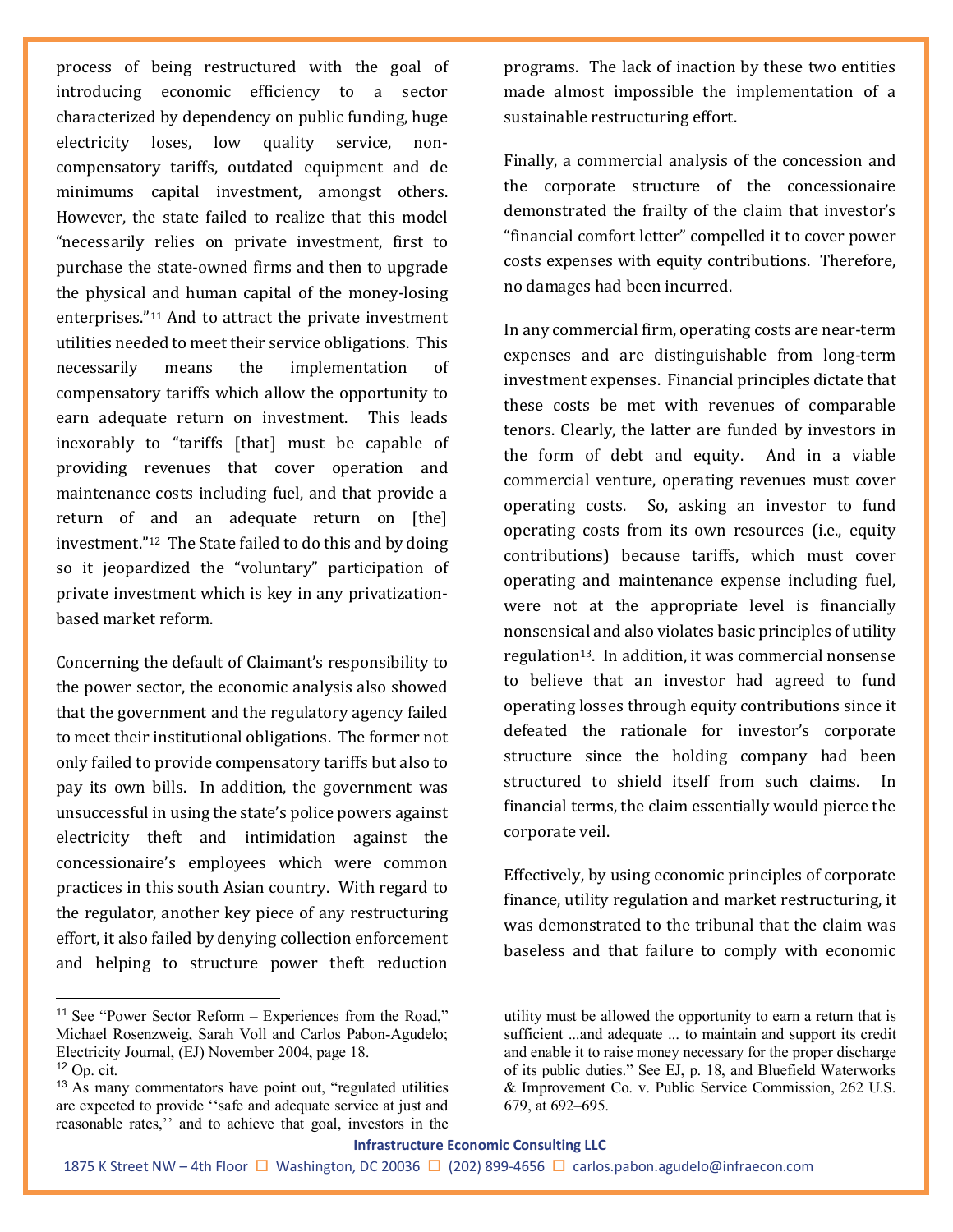process of being restructured with the goal of introducing economic efficiency to a sector characterized by dependency on public funding, huge electricity loses, low quality service, non-compensatory tariffs, outdated equipment and de minimums capital investment, amongst others. However, the state failed to realize that this model "necessarily relies on private investment, first to purchase the state-owned firms and then to upgrade the physical and human capital of the money-losing enterprises."[11] And to attract the private investment utilities needed to meet their service obligations. This necessarily means the implementation of compensatory tariffs which allow the opportunity to earn adequate return on investment. This leads inexorably to "tariffs [that] must be capable of providing revenues that cover operation and maintenance costs including fuel, and that provide a return of and an adequate return on [the] investment."[12] The State failed to do this and by doing so it jeopardized the "voluntary" participation of private investment which is key in any privatization-based market reform.

Concerning the default of Claimant's responsibility to the power sector, the economic analysis also showed that the government and the regulatory agency failed to meet their institutional obligations. The former not only failed to provide compensatory tariffs but also to pay its own bills. In addition, the government was unsuccessful in using the state's police powers against electricity theft and intimidation against the concessionaire's employees which were common practices in this south Asian country. With regard to the regulator, another key piece of any restructuring effort, it also failed by denying collection enforcement and helping to structure power theft reduction programs. The lack of inaction by these two entities made almost impossible the implementation of a sustainable restructuring effort.

Finally, a commercial analysis of the concession and the corporate structure of the concessionaire demonstrated the frailty of the claim that investor's "financial comfort letter" compelled it to cover power costs expenses with equity contributions. Therefore, no damages had been incurred.

In any commercial firm, operating costs are near-term expenses and are distinguishable from long-term investment expenses. Financial principles dictate that these costs be met with revenues of comparable tenors. Clearly, the latter are funded by investors in the form of debt and equity. And in a viable commercial venture, operating revenues must cover operating costs. So, asking an investor to fund operating costs from its own resources (i.e., equity contributions) because tariffs, which must cover operating and maintenance expense including fuel, were not at the appropriate level is financially nonsensical and also violates basic principles of utility regulation[13]. In addition, it was commercial nonsense to believe that an investor had agreed to fund operating losses through equity contributions since it defeated the rationale for investor's corporate structure since the holding company had been structured to shield itself from such claims. In financial terms, the claim essentially would pierce the corporate veil.

Effectively, by using economic principles of corporate finance, utility regulation and market restructuring, it was demonstrated to the tribunal that the claim was baseless and that failure to comply with economic

---

[11] See "Power Sector Reform – Experiences from the Road," Michael Rosenzweig, Sarah Voll and Carlos Pabon-Agudelo; Electricity Journal, (EJ) November 2004, page 18.

[12] Op. cit.

[13] As many commentators have point out, "regulated utilities are expected to provide ''safe and adequate service at just and reasonable rates,'' and to achieve that goal, investors in the utility must be allowed the opportunity to earn a return that is sufficient ...and adequate ... to maintain and support its credit and enable it to raise money necessary for the proper discharge of its public duties." See EJ, p. 18, and Bluefield Waterworks & Improvement Co. v. Public Service Commission, 262 U.S. 679, at 692–695.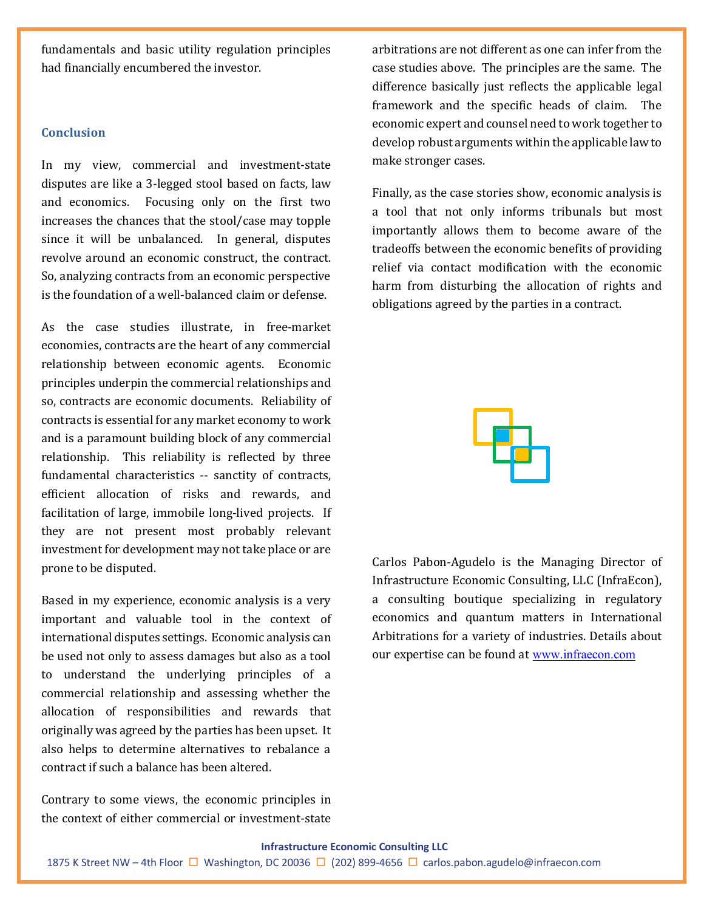fundamentals and basic utility regulation principles had financially encumbered the investor.

## Conclusion

In my view, commercial and investment-state disputes are like a 3-legged stool based on facts, law and economics. Focusing only on the first two increases the chances that the stool/case may topple since it will be unbalanced. In general, disputes revolve around an economic construct, the contract. So, analyzing contracts from an economic perspective is the foundation of a well-balanced claim or defense.

As the case studies illustrate, in free-market economies, contracts are the heart of any commercial relationship between economic agents. Economic principles underpin the commercial relationships and so, contracts are economic documents. Reliability of contracts is essential for any market economy to work and is a paramount building block of any commercial relationship. This reliability is reflected by three fundamental characteristics -- sanctity of contracts, efficient allocation of risks and rewards, and facilitation of large, immobile long-lived projects. If they are not present most probably relevant investment for development may not take place or are prone to be disputed.

Based in my experience, economic analysis is a very important and valuable tool in the context of international disputes settings. Economic analysis can be used not only to assess damages but also as a tool to understand the underlying principles of a commercial relationship and assessing whether the allocation of responsibilities and rewards that originally was agreed by the parties has been upset. It also helps to determine alternatives to rebalance a contract if such a balance has been altered.

Contrary to some views, the economic principles in the context of either commercial or investment-state arbitrations are not different as one can infer from the case studies above. The principles are the same. The difference basically just reflects the applicable legal framework and the specific heads of claim. The economic expert and counsel need to work together to develop robust arguments within the applicable law to make stronger cases.

Finally, as the case stories show, economic analysis is a tool that not only informs tribunals but most importantly allows them to become aware of the tradeoffs between the economic benefits of providing relief via contact modification with the economic harm from disturbing the allocation of rights and obligations agreed by the parties in a contract.

Carlos Pabon-Agudelo is the Managing Director of Infrastructure Economic Consulting, LLC (InfraEcon), a consulting boutique specializing in regulatory economics and quantum matters in International Arbitrations for a variety of industries. Details about our expertise can be found at www.infraecon.com

**Infrastructure Economic Consulting LLC**

1875 K Street NW – 4th Floor ☐ Washington, DC 20036 ☐ (202) 899-4656 ☐ carlos.pabon.agudelo@infraecon.com